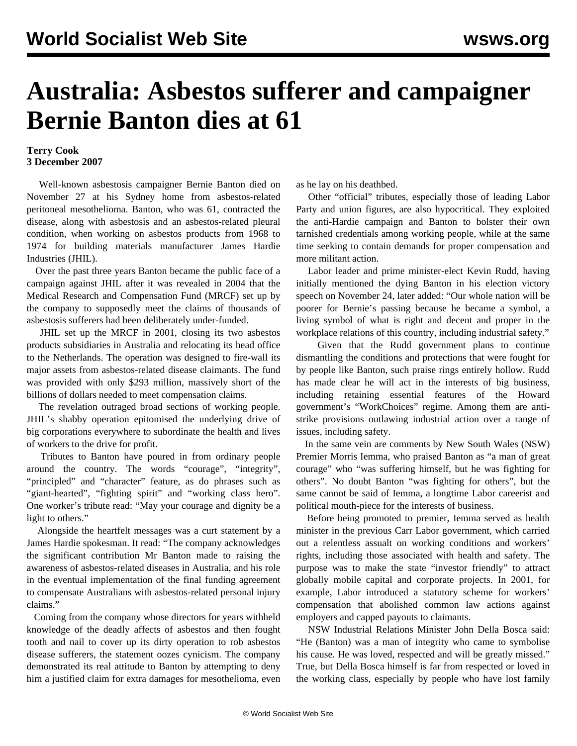# Australia: Asbestos sufferer and campaigner Bernie Banton dies at 61

**Terry Cook**
**3 December 2007**

Well-known asbestosis campaigner Bernie Banton died on November 27 at his Sydney home from asbestos-related peritoneal mesothelioma. Banton, who was 61, contracted the disease, along with asbestosis and an asbestos-related pleural condition, when working on asbestos products from 1968 to 1974 for building materials manufacturer James Hardie Industries (JHIL).

Over the past three years Banton became the public face of a campaign against JHIL after it was revealed in 2004 that the Medical Research and Compensation Fund (MRCF) set up by the company to supposedly meet the claims of thousands of asbestosis sufferers had been deliberately under-funded.

JHIL set up the MRCF in 2001, closing its two asbestos products subsidiaries in Australia and relocating its head office to the Netherlands. The operation was designed to fire-wall its major assets from asbestos-related disease claimants. The fund was provided with only $293 million, massively short of the billions of dollars needed to meet compensation claims.

The revelation outraged broad sections of working people. JHIL's shabby operation epitomised the underlying drive of big corporations everywhere to subordinate the health and lives of workers to the drive for profit.

Tributes to Banton have poured in from ordinary people around the country. The words "courage", "integrity", "principled" and "character" feature, as do phrases such as "giant-hearted", "fighting spirit" and "working class hero". One worker's tribute read: "May your courage and dignity be a light to others."

Alongside the heartfelt messages was a curt statement by a James Hardie spokesman. It read: "The company acknowledges the significant contribution Mr Banton made to raising the awareness of asbestos-related diseases in Australia, and his role in the eventual implementation of the final funding agreement to compensate Australians with asbestos-related personal injury claims."

Coming from the company whose directors for years withheld knowledge of the deadly affects of asbestos and then fought tooth and nail to cover up its dirty operation to rob asbestos disease sufferers, the statement oozes cynicism. The company demonstrated its real attitude to Banton by attempting to deny him a justified claim for extra damages for mesothelioma, even as he lay on his deathbed.

Other "official" tributes, especially those of leading Labor Party and union figures, are also hypocritical. They exploited the anti-Hardie campaign and Banton to bolster their own tarnished credentials among working people, while at the same time seeking to contain demands for proper compensation and more militant action.

Labor leader and prime minister-elect Kevin Rudd, having initially mentioned the dying Banton in his election victory speech on November 24, later added: "Our whole nation will be poorer for Bernie's passing because he became a symbol, a living symbol of what is right and decent and proper in the workplace relations of this country, including industrial safety."

Given that the Rudd government plans to continue dismantling the conditions and protections that were fought for by people like Banton, such praise rings entirely hollow. Rudd has made clear he will act in the interests of big business, including retaining essential features of the Howard government's "WorkChoices" regime. Among them are anti-strike provisions outlawing industrial action over a range of issues, including safety.

In the same vein are comments by New South Wales (NSW) Premier Morris Iemma, who praised Banton as "a man of great courage" who "was suffering himself, but he was fighting for others". No doubt Banton "was fighting for others", but the same cannot be said of Iemma, a longtime Labor careerist and political mouth-piece for the interests of business.

Before being promoted to premier, Iemma served as health minister in the previous Carr Labor government, which carried out a relentless assault on working conditions and workers' rights, including those associated with health and safety. The purpose was to make the state "investor friendly" to attract globally mobile capital and corporate projects. In 2001, for example, Labor introduced a statutory scheme for workers' compensation that abolished common law actions against employers and capped payouts to claimants.

NSW Industrial Relations Minister John Della Bosca said: "He (Banton) was a man of integrity who came to symbolise his cause. He was loved, respected and will be greatly missed." True, but Della Bosca himself is far from respected or loved in the working class, especially by people who have lost family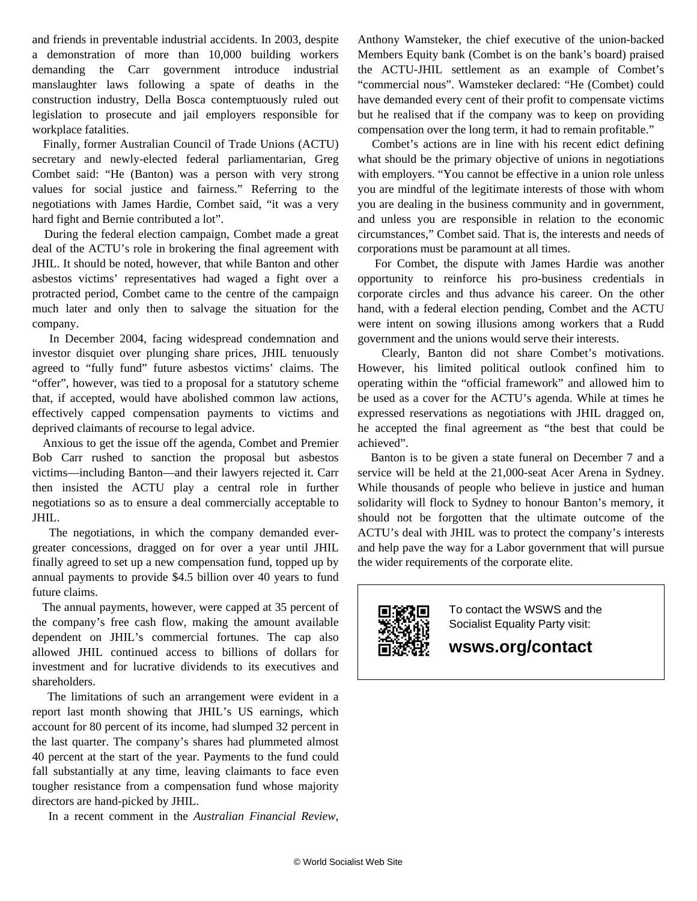and friends in preventable industrial accidents. In 2003, despite a demonstration of more than 10,000 building workers demanding the Carr government introduce industrial manslaughter laws following a spate of deaths in the construction industry, Della Bosca contemptuously ruled out legislation to prosecute and jail employers responsible for workplace fatalities.

Finally, former Australian Council of Trade Unions (ACTU) secretary and newly-elected federal parliamentarian, Greg Combet said: "He (Banton) was a person with very strong values for social justice and fairness." Referring to the negotiations with James Hardie, Combet said, "it was a very hard fight and Bernie contributed a lot".

During the federal election campaign, Combet made a great deal of the ACTU's role in brokering the final agreement with JHIL. It should be noted, however, that while Banton and other asbestos victims' representatives had waged a fight over a protracted period, Combet came to the centre of the campaign much later and only then to salvage the situation for the company.

In December 2004, facing widespread condemnation and investor disquiet over plunging share prices, JHIL tenuously agreed to "fully fund" future asbestos victims' claims. The "offer", however, was tied to a proposal for a statutory scheme that, if accepted, would have abolished common law actions, effectively capped compensation payments to victims and deprived claimants of recourse to legal advice.

Anxious to get the issue off the agenda, Combet and Premier Bob Carr rushed to sanction the proposal but asbestos victims—including Banton—and their lawyers rejected it. Carr then insisted the ACTU play a central role in further negotiations so as to ensure a deal commercially acceptable to JHIL.

The negotiations, in which the company demanded ever-greater concessions, dragged on for over a year until JHIL finally agreed to set up a new compensation fund, topped up by annual payments to provide $4.5 billion over 40 years to fund future claims.

The annual payments, however, were capped at 35 percent of the company's free cash flow, making the amount available dependent on JHIL's commercial fortunes. The cap also allowed JHIL continued access to billions of dollars for investment and for lucrative dividends to its executives and shareholders.

The limitations of such an arrangement were evident in a report last month showing that JHIL's US earnings, which account for 80 percent of its income, had slumped 32 percent in the last quarter. The company's shares had plummeted almost 40 percent at the start of the year. Payments to the fund could fall substantially at any time, leaving claimants to face even tougher resistance from a compensation fund whose majority directors are hand-picked by JHIL.

In a recent comment in the *Australian Financial Review*, Anthony Wamsteker, the chief executive of the union-backed Members Equity bank (Combet is on the bank's board) praised the ACTU-JHIL settlement as an example of Combet's "commercial nous". Wamsteker declared: "He (Combet) could have demanded every cent of their profit to compensate victims but he realised that if the company was to keep on providing compensation over the long term, it had to remain profitable."

Combet's actions are in line with his recent edict defining what should be the primary objective of unions in negotiations with employers. "You cannot be effective in a union role unless you are mindful of the legitimate interests of those with whom you are dealing in the business community and in government, and unless you are responsible in relation to the economic circumstances," Combet said. That is, the interests and needs of corporations must be paramount at all times.

For Combet, the dispute with James Hardie was another opportunity to reinforce his pro-business credentials in corporate circles and thus advance his career. On the other hand, with a federal election pending, Combet and the ACTU were intent on sowing illusions among workers that a Rudd government and the unions would serve their interests.

Clearly, Banton did not share Combet's motivations. However, his limited political outlook confined him to operating within the "official framework" and allowed him to be used as a cover for the ACTU's agenda. While at times he expressed reservations as negotiations with JHIL dragged on, he accepted the final agreement as "the best that could be achieved".

Banton is to be given a state funeral on December 7 and a service will be held at the 21,000-seat Acer Arena in Sydney. While thousands of people who believe in justice and human solidarity will flock to Sydney to honour Banton's memory, it should not be forgotten that the ultimate outcome of the ACTU's deal with JHIL was to protect the company's interests and help pave the way for a Labor government that will pursue the wider requirements of the corporate elite.

To contact the WSWS and the Socialist Equality Party visit:

**wsws.org/contact**